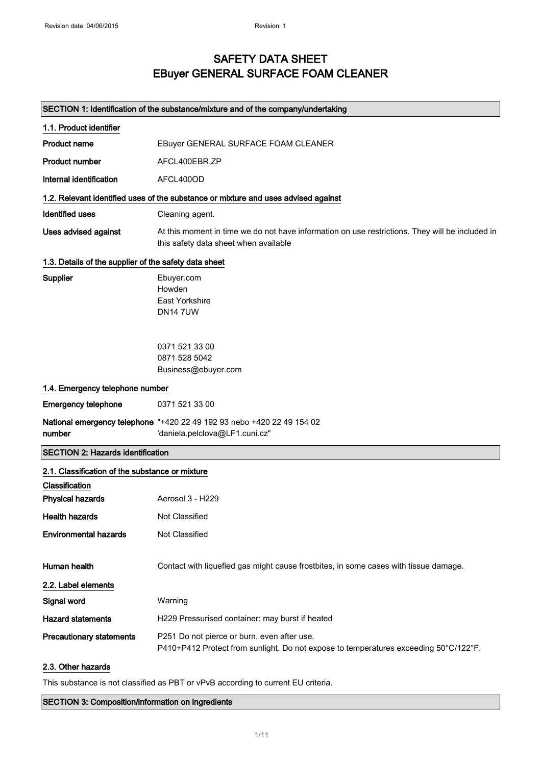# SAFETY DATA SHEET
# EBuyer GENERAL SURFACE FOAM CLEANER

## SECTION 1: Identification of the substance/mixture and of the company/undertaking

### 1.1. Product identifier

| | |
|---|---|
| **Product name** | EBuyer GENERAL SURFACE FOAM CLEANER |
| **Product number** | AFCL400EBR,ZP |
| **Internal identification** | AFCL400OD |

### 1.2. Relevant identified uses of the substance or mixture and uses advised against

| | |
|---|---|
| **Identified uses** | Cleaning agent. |
| **Uses advised against** | At this moment in time we do not have information on use restrictions. They will be included in this safety data sheet when available |

### 1.3. Details of the supplier of the safety data sheet

**Supplier**

Ebuyer.com
Howden
East Yorkshire
DN14 7UW

0371 521 33 00
0871 528 5042
Business@ebuyer.com

### 1.4. Emergency telephone number

| | |
|---|---|
| **Emergency telephone** | 0371 521 33 00 |
| **National emergency telephone number** | "+420 22 49 192 93 nebo +420 22 49 154 02 'daniela.pelclova@LF1.cuni.cz" |

## SECTION 2: Hazards identification

### 2.1. Classification of the substance or mixture

**Classification**

| | |
|---|---|
| **Physical hazards** | Aerosol 3 - H229 |
| **Health hazards** | Not Classified |
| **Environmental hazards** | Not Classified |
| **Human health** | Contact with liquefied gas might cause frostbites, in some cases with tissue damage. |

### 2.2. Label elements

| | |
|---|---|
| **Signal word** | Warning |
| **Hazard statements** | H229 Pressurised container: may burst if heated |
| **Precautionary statements** | P251 Do not pierce or burn, even after use.<br>P410+P412 Protect from sunlight. Do not expose to temperatures exceeding 50°C/122°F. |

### 2.3. Other hazards

This substance is not classified as PBT or vPvB according to current EU criteria.

## SECTION 3: Composition/information on ingredients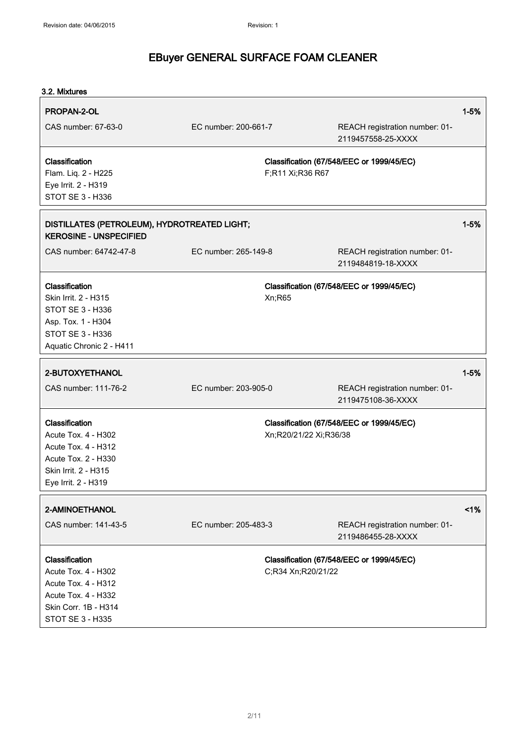# EBuyer GENERAL SURFACE FOAM CLEANER

### 3.2. Mixtures

**PROPAN-2-OL** — 1-5%

CAS number: 67-63-0 | EC number: 200-661-7 | REACH registration number: 01-2119457558-25-XXXX

**Classification**
Flam. Liq. 2 - H225
Eye Irrit. 2 - H319
STOT SE 3 - H336

**Classification (67/548/EEC or 1999/45/EC)**
F;R11 Xi;R36 R67

---

**DISTILLATES (PETROLEUM), HYDROTREATED LIGHT; KEROSINE - UNSPECIFIED** — 1-5%

CAS number: 64742-47-8 | EC number: 265-149-8 | REACH registration number: 01-2119484819-18-XXXX

**Classification**
Skin Irrit. 2 - H315
STOT SE 3 - H336
Asp. Tox. 1 - H304
STOT SE 3 - H336
Aquatic Chronic 2 - H411

**Classification (67/548/EEC or 1999/45/EC)**
Xn;R65

---

**2-BUTOXYETHANOL** — 1-5%

CAS number: 111-76-2 | EC number: 203-905-0 | REACH registration number: 01-2119475108-36-XXXX

**Classification**
Acute Tox. 4 - H302
Acute Tox. 4 - H312
Acute Tox. 2 - H330
Skin Irrit. 2 - H315
Eye Irrit. 2 - H319

**Classification (67/548/EEC or 1999/45/EC)**
Xn;R20/21/22 Xi;R36/38

---

**2-AMINOETHANOL** — <1%

CAS number: 141-43-5 | EC number: 205-483-3 | REACH registration number: 01-2119486455-28-XXXX

**Classification**
Acute Tox. 4 - H302
Acute Tox. 4 - H312
Acute Tox. 4 - H332
Skin Corr. 1B - H314
STOT SE 3 - H335

**Classification (67/548/EEC or 1999/45/EC)**
C;R34 Xn;R20/21/22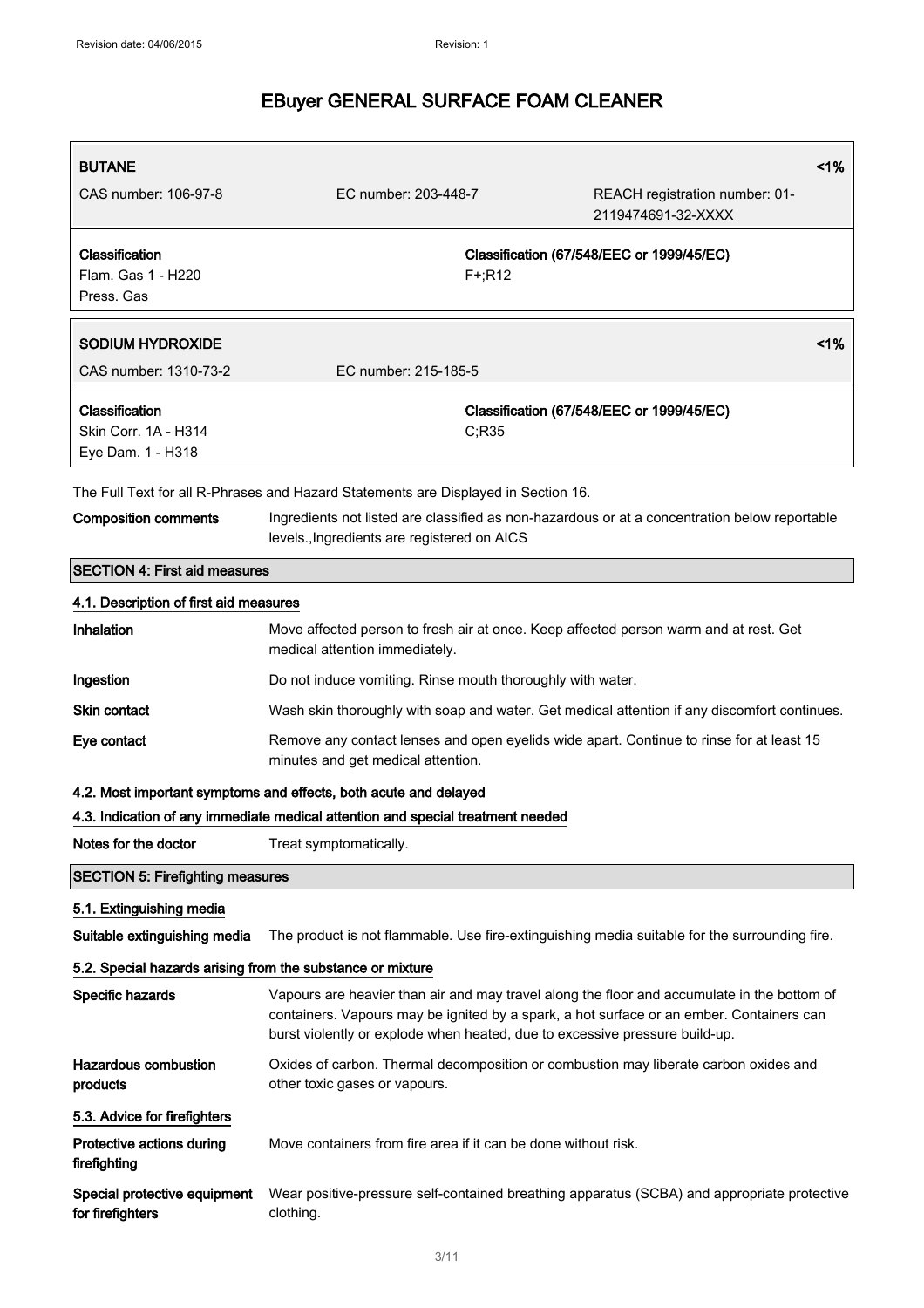# EBuyer GENERAL SURFACE FOAM CLEANER

| BUTANE | | <1% |
|---|---|---|
| CAS number: 106-97-8 | EC number: 203-448-7 | REACH registration number: 01-2119474691-32-XXXX |
| **Classification**<br>Flam. Gas 1 - H220<br>Press. Gas | **Classification (67/548/EEC or 1999/45/EC)**<br>F+;R12 | |

| SODIUM HYDROXIDE | | <1% |
|---|---|---|
| CAS number: 1310-73-2 | EC number: 215-185-5 | |
| **Classification**<br>Skin Corr. 1A - H314<br>Eye Dam. 1 - H318 | **Classification (67/548/EEC or 1999/45/EC)**<br>C;R35 | |

The Full Text for all R-Phrases and Hazard Statements are Displayed in Section 16.

**Composition comments** Ingredients not listed are classified as non-hazardous or at a concentration below reportable levels.,Ingredients are registered on AICS

## SECTION 4: First aid measures

### 4.1. Description of first aid measures

**Inhalation** Move affected person to fresh air at once. Keep affected person warm and at rest. Get medical attention immediately.

**Ingestion** Do not induce vomiting. Rinse mouth thoroughly with water.

**Skin contact** Wash skin thoroughly with soap and water. Get medical attention if any discomfort continues.

**Eye contact** Remove any contact lenses and open eyelids wide apart. Continue to rinse for at least 15 minutes and get medical attention.

### 4.2. Most important symptoms and effects, both acute and delayed

### 4.3. Indication of any immediate medical attention and special treatment needed

**Notes for the doctor** Treat symptomatically.

## SECTION 5: Firefighting measures

### 5.1. Extinguishing media

**Suitable extinguishing media** The product is not flammable. Use fire-extinguishing media suitable for the surrounding fire.

### 5.2. Special hazards arising from the substance or mixture

**Specific hazards** Vapours are heavier than air and may travel along the floor and accumulate in the bottom of containers. Vapours may be ignited by a spark, a hot surface or an ember. Containers can burst violently or explode when heated, due to excessive pressure build-up.

**Hazardous combustion products** Oxides of carbon. Thermal decomposition or combustion may liberate carbon oxides and other toxic gases or vapours.

### 5.3. Advice for firefighters

**Protective actions during firefighting** Move containers from fire area if it can be done without risk.

**Special protective equipment for firefighters** Wear positive-pressure self-contained breathing apparatus (SCBA) and appropriate protective clothing.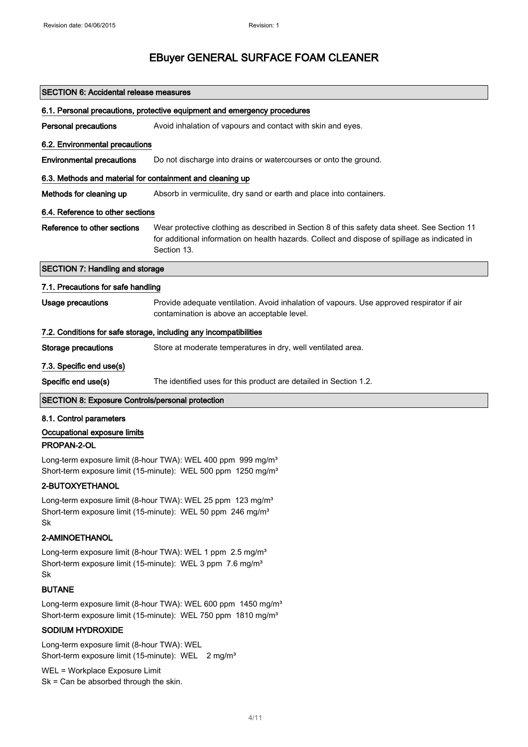# EBuyer GENERAL SURFACE FOAM CLEANER

## SECTION 6: Accidental release measures

### 6.1. Personal precautions, protective equipment and emergency procedures

**Personal precautions** Avoid inhalation of vapours and contact with skin and eyes.

### 6.2. Environmental precautions

**Environmental precautions** Do not discharge into drains or watercourses or onto the ground.

### 6.3. Methods and material for containment and cleaning up

**Methods for cleaning up** Absorb in vermiculite, dry sand or earth and place into containers.

### 6.4. Reference to other sections

**Reference to other sections** Wear protective clothing as described in Section 8 of this safety data sheet. See Section 11 for additional information on health hazards. Collect and dispose of spillage as indicated in Section 13.

## SECTION 7: Handling and storage

### 7.1. Precautions for safe handling

**Usage precautions** Provide adequate ventilation. Avoid inhalation of vapours. Use approved respirator if air contamination is above an acceptable level.

### 7.2. Conditions for safe storage, including any incompatibilities

**Storage precautions** Store at moderate temperatures in dry, well ventilated area.

### 7.3. Specific end use(s)

**Specific end use(s)** The identified uses for this product are detailed in Section 1.2.

## SECTION 8: Exposure Controls/personal protection

### 8.1. Control parameters

**Occupational exposure limits**

**PROPAN-2-OL**

Long-term exposure limit (8-hour TWA): WEL 400 ppm 999 mg/m³
Short-term exposure limit (15-minute): WEL 500 ppm 1250 mg/m³

**2-BUTOXYETHANOL**

Long-term exposure limit (8-hour TWA): WEL 25 ppm 123 mg/m³
Short-term exposure limit (15-minute): WEL 50 ppm 246 mg/m³
Sk

**2-AMINOETHANOL**

Long-term exposure limit (8-hour TWA): WEL 1 ppm 2.5 mg/m³
Short-term exposure limit (15-minute): WEL 3 ppm 7.6 mg/m³
Sk

**BUTANE**

Long-term exposure limit (8-hour TWA): WEL 600 ppm 1450 mg/m³
Short-term exposure limit (15-minute): WEL 750 ppm 1810 mg/m³

**SODIUM HYDROXIDE**

Long-term exposure limit (8-hour TWA): WEL
Short-term exposure limit (15-minute): WEL 2 mg/m³

WEL = Workplace Exposure Limit
Sk = Can be absorbed through the skin.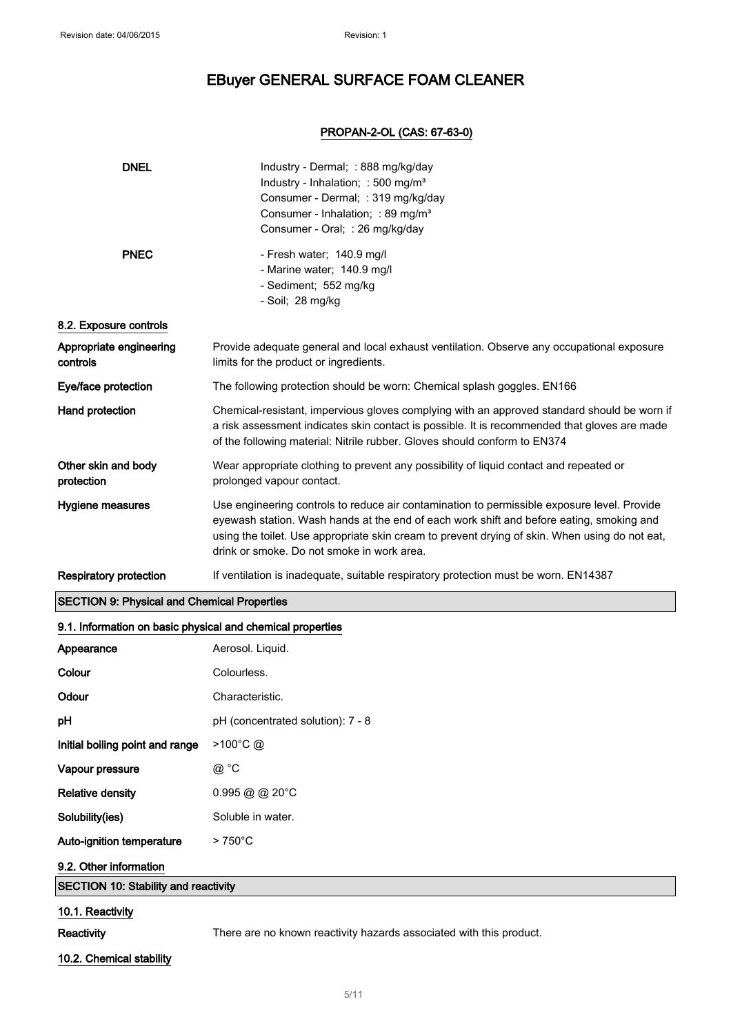# EBuyer GENERAL SURFACE FOAM CLEANER

**PROPAN-2-OL (CAS: 67-63-0)**

| | |
|---|---|
| **DNEL** | Industry - Dermal; : 888 mg/kg/day<br>Industry - Inhalation; : 500 mg/m³<br>Consumer - Dermal; : 319 mg/kg/day<br>Consumer - Inhalation; : 89 mg/m³<br>Consumer - Oral; : 26 mg/kg/day |
| **PNEC** | - Fresh water; 140.9 mg/l<br>- Marine water; 140.9 mg/l<br>- Sediment; 552 mg/kg<br>- Soil; 28 mg/kg |

### 8.2. Exposure controls

| | |
|---|---|
| **Appropriate engineering controls** | Provide adequate general and local exhaust ventilation. Observe any occupational exposure limits for the product or ingredients. |
| **Eye/face protection** | The following protection should be worn: Chemical splash goggles. EN166 |
| **Hand protection** | Chemical-resistant, impervious gloves complying with an approved standard should be worn if a risk assessment indicates skin contact is possible. It is recommended that gloves are made of the following material: Nitrile rubber. Gloves should conform to EN374 |
| **Other skin and body protection** | Wear appropriate clothing to prevent any possibility of liquid contact and repeated or prolonged vapour contact. |
| **Hygiene measures** | Use engineering controls to reduce air contamination to permissible exposure level. Provide eyewash station. Wash hands at the end of each work shift and before eating, smoking and using the toilet. Use appropriate skin cream to prevent drying of skin. When using do not eat, drink or smoke. Do not smoke in work area. |
| **Respiratory protection** | If ventilation is inadequate, suitable respiratory protection must be worn. EN14387 |

## SECTION 9: Physical and Chemical Properties

### 9.1. Information on basic physical and chemical properties

| | |
|---|---|
| **Appearance** | Aerosol. Liquid. |
| **Colour** | Colourless. |
| **Odour** | Characteristic. |
| **pH** | pH (concentrated solution): 7 - 8 |
| **Initial boiling point and range** | >100°C @ |
| **Vapour pressure** | @ °C |
| **Relative density** | 0.995 @ @ 20°C |
| **Solubility(ies)** | Soluble in water. |
| **Auto-ignition temperature** | > 750°C |

### 9.2. Other information

## SECTION 10: Stability and reactivity

### 10.1. Reactivity

| | |
|---|---|
| **Reactivity** | There are no known reactivity hazards associated with this product. |

### 10.2. Chemical stability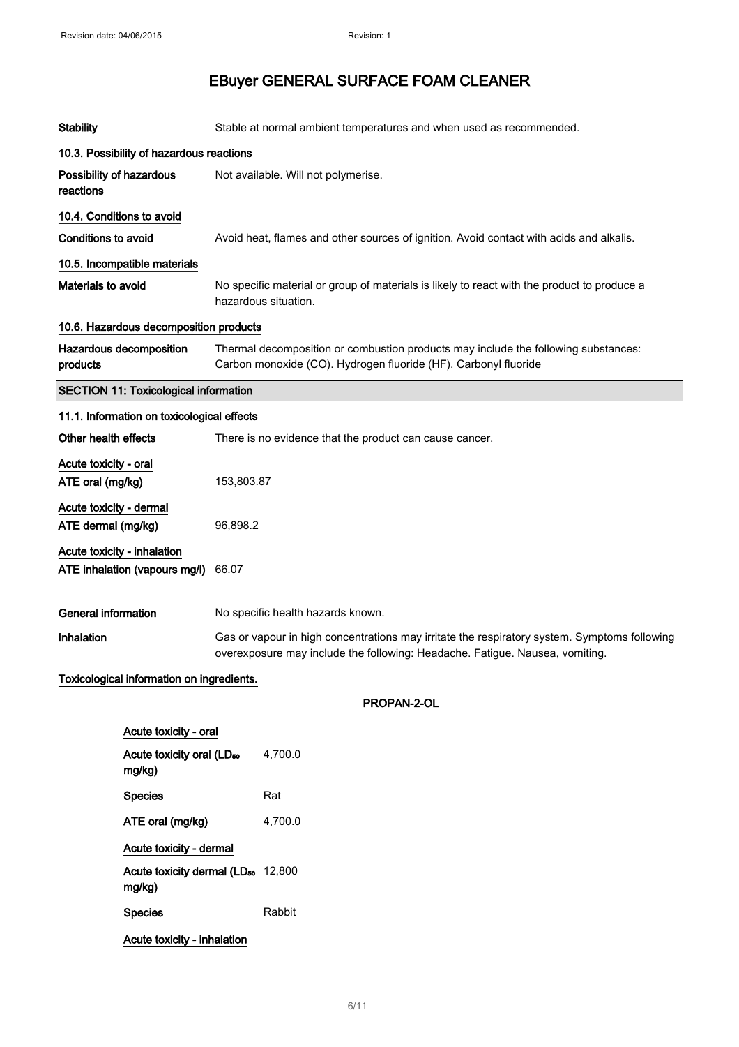# EBuyer GENERAL SURFACE FOAM CLEANER

| | |
|---|---|
| **Stability** | Stable at normal ambient temperatures and when used as recommended. |

### 10.3. Possibility of hazardous reactions

| | |
|---|---|
| **Possibility of hazardous reactions** | Not available. Will not polymerise. |

### 10.4. Conditions to avoid

| | |
|---|---|
| **Conditions to avoid** | Avoid heat, flames and other sources of ignition. Avoid contact with acids and alkalis. |

### 10.5. Incompatible materials

| | |
|---|---|
| **Materials to avoid** | No specific material or group of materials is likely to react with the product to produce a hazardous situation. |

### 10.6. Hazardous decomposition products

| | |
|---|---|
| **Hazardous decomposition products** | Thermal decomposition or combustion products may include the following substances: Carbon monoxide (CO). Hydrogen fluoride (HF). Carbonyl fluoride |

## SECTION 11: Toxicological information

### 11.1. Information on toxicological effects

| | |
|---|---|
| **Other health effects** | There is no evidence that the product can cause cancer. |

**Acute toxicity - oral**

| | |
|---|---|
| **ATE oral (mg/kg)** | 153,803.87 |

**Acute toxicity - dermal**

| | |
|---|---|
| **ATE dermal (mg/kg)** | 96,898.2 |

**Acute toxicity - inhalation**

| | |
|---|---|
| **ATE inhalation (vapours mg/l)** | 66.07 |

| | |
|---|---|
| **General information** | No specific health hazards known. |
| **Inhalation** | Gas or vapour in high concentrations may irritate the respiratory system. Symptoms following overexposure may include the following: Headache. Fatigue. Nausea, vomiting. |

**Toxicological information on ingredients.**

**PROPAN-2-OL**

**Acute toxicity - oral**

| | |
|---|---|
| **Acute toxicity oral ($LD_{50}$ mg/kg)** | 4,700.0 |
| **Species** | Rat |
| **ATE oral (mg/kg)** | 4,700.0 |

**Acute toxicity - dermal**

| | |
|---|---|
| **Acute toxicity dermal ($LD_{50}$ mg/kg)** | 12,800 |
| **Species** | Rabbit |

**Acute toxicity - inhalation**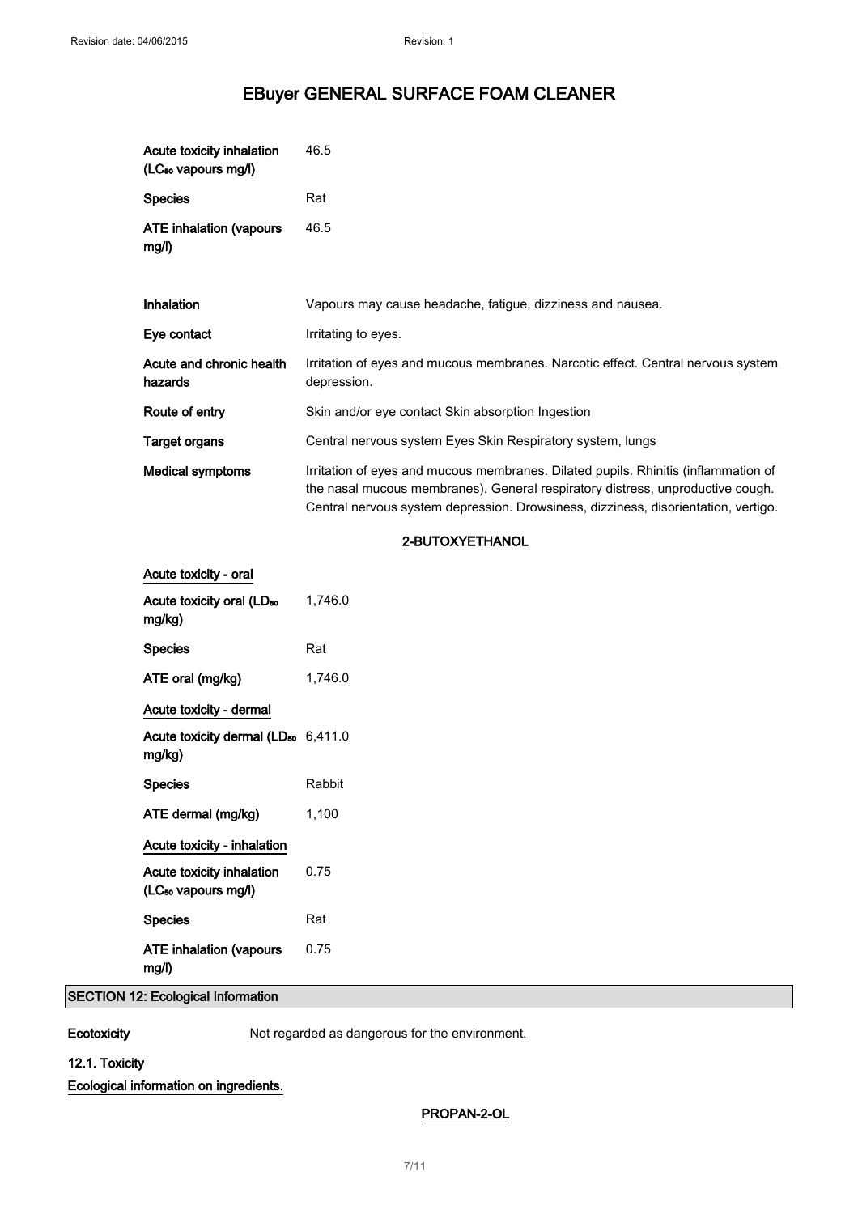| | |
|---|---|
| Acute toxicity inhalation ($LC_{50}$ vapours mg/l) | 46.5 |
| Species | Rat |
| ATE inhalation (vapours mg/l) | 46.5 |

| | |
|---|---|
| Inhalation | Vapours may cause headache, fatigue, dizziness and nausea. |
| Eye contact | Irritating to eyes. |
| Acute and chronic health hazards | Irritation of eyes and mucous membranes. Narcotic effect. Central nervous system depression. |
| Route of entry | Skin and/or eye contact Skin absorption Ingestion |
| Target organs | Central nervous system Eyes Skin Respiratory system, lungs |
| Medical symptoms | Irritation of eyes and mucous membranes. Dilated pupils. Rhinitis (inflammation of the nasal mucous membranes). General respiratory distress, unproductive cough. Central nervous system depression. Drowsiness, dizziness, disorientation, vertigo. |

### 2-BUTOXYETHANOL

**Acute toxicity - oral**

| | |
|---|---|
| Acute toxicity oral ($LD_{50}$ mg/kg) | 1,746.0 |
| Species | Rat |
| ATE oral (mg/kg) | 1,746.0 |

**Acute toxicity - dermal**

| | |
|---|---|
| Acute toxicity dermal ($LD_{50}$ mg/kg) | 6,411.0 |
| Species | Rabbit |
| ATE dermal (mg/kg) | 1,100 |

**Acute toxicity - inhalation**

| | |
|---|---|
| Acute toxicity inhalation ($LC_{50}$ vapours mg/l) | 0.75 |
| Species | Rat |
| ATE inhalation (vapours mg/l) | 0.75 |

## SECTION 12: Ecological Information

**Ecotoxicity** Not regarded as dangerous for the environment.

### 12.1. Toxicity

**Ecological information on ingredients.**

### PROPAN-2-OL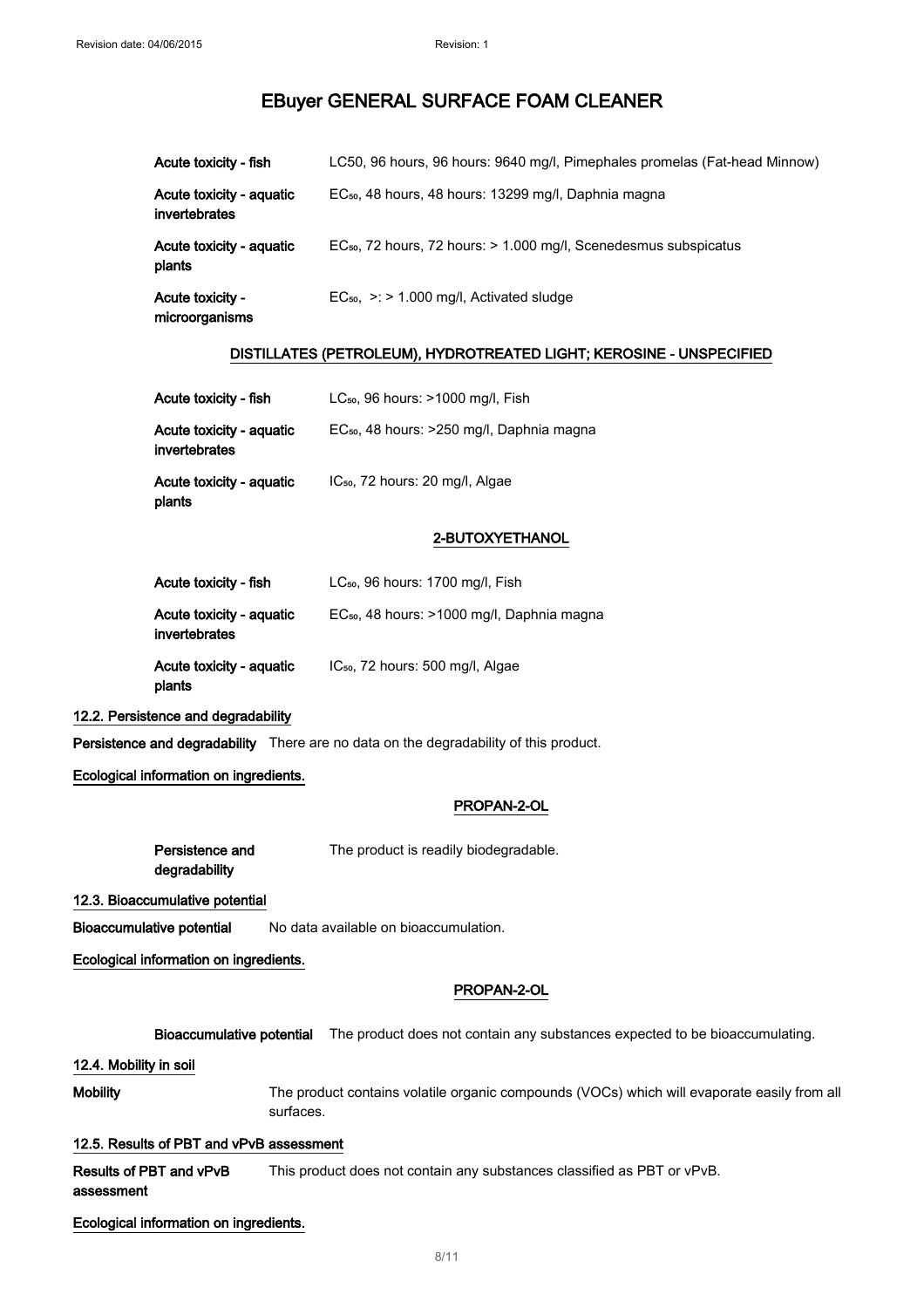| | |
|---|---|
| **Acute toxicity - fish** | LC50, 96 hours, 96 hours: 9640 mg/l, Pimephales promelas (Fat-head Minnow) |
| **Acute toxicity - aquatic invertebrates** | $EC_{50}$, 48 hours, 48 hours: 13299 mg/l, Daphnia magna |
| **Acute toxicity - aquatic plants** | $EC_{50}$, 72 hours, 72 hours: > 1.000 mg/l, Scenedesmus subspicatus |
| **Acute toxicity - microorganisms** | $EC_{50}$, >: > 1.000 mg/l, Activated sludge |

**DISTILLATES (PETROLEUM), HYDROTREATED LIGHT; KEROSINE - UNSPECIFIED**

| | |
|---|---|
| **Acute toxicity - fish** | $LC_{50}$, 96 hours: >1000 mg/l, Fish |
| **Acute toxicity - aquatic invertebrates** | $EC_{50}$, 48 hours: >250 mg/l, Daphnia magna |
| **Acute toxicity - aquatic plants** | $IC_{50}$, 72 hours: 20 mg/l, Algae |

**2-BUTOXYETHANOL**

| | |
|---|---|
| **Acute toxicity - fish** | $LC_{50}$, 96 hours: 1700 mg/l, Fish |
| **Acute toxicity - aquatic invertebrates** | $EC_{50}$, 48 hours: >1000 mg/l, Daphnia magna |
| **Acute toxicity - aquatic plants** | $IC_{50}$, 72 hours: 500 mg/l, Algae |

### 12.2. Persistence and degradability

**Persistence and degradability** There are no data on the degradability of this product.

**Ecological information on ingredients.**

**PROPAN-2-OL**

**Persistence and degradability** The product is readily biodegradable.

### 12.3. Bioaccumulative potential

**Bioaccumulative potential** No data available on bioaccumulation.

**Ecological information on ingredients.**

**PROPAN-2-OL**

**Bioaccumulative potential** The product does not contain any substances expected to be bioaccumulating.

### 12.4. Mobility in soil

**Mobility** The product contains volatile organic compounds (VOCs) which will evaporate easily from all surfaces.

### 12.5. Results of PBT and vPvB assessment

**Results of PBT and vPvB assessment** This product does not contain any substances classified as PBT or vPvB.

**Ecological information on ingredients.**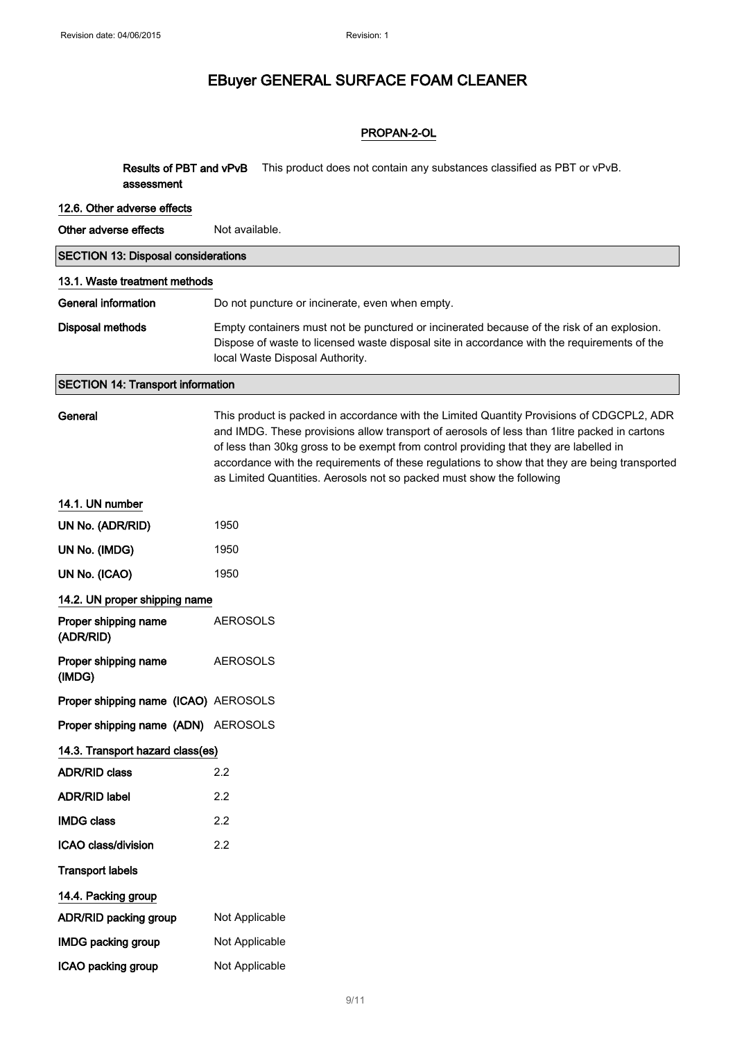# EBuyer GENERAL SURFACE FOAM CLEANER

**PROPAN-2-OL**

**Results of PBT and vPvB assessment** This product does not contain any substances classified as PBT or vPvB.

**12.6. Other adverse effects**

**Other adverse effects** Not available.

## SECTION 13: Disposal considerations

**13.1. Waste treatment methods**

**General information** Do not puncture or incinerate, even when empty.

**Disposal methods** Empty containers must not be punctured or incinerated because of the risk of an explosion. Dispose of waste to licensed waste disposal site in accordance with the requirements of the local Waste Disposal Authority.

## SECTION 14: Transport information

**General** This product is packed in accordance with the Limited Quantity Provisions of CDGCPL2, ADR and IMDG. These provisions allow transport of aerosols of less than 1litre packed in cartons of less than 30kg gross to be exempt from control providing that they are labelled in accordance with the requirements of these regulations to show that they are being transported as Limited Quantities. Aerosols not so packed must show the following

**14.1. UN number**

**UN No. (ADR/RID)** 1950

**UN No. (IMDG)** 1950

**UN No. (ICAO)** 1950

**14.2. UN proper shipping name**

**Proper shipping name (ADR/RID)** AEROSOLS

**Proper shipping name (IMDG)** AEROSOLS

**Proper shipping name (ICAO)** AEROSOLS

**Proper shipping name (ADN)** AEROSOLS

**14.3. Transport hazard class(es)**

**ADR/RID class** 2.2

**ADR/RID label** 2.2

**IMDG class** 2.2

**ICAO class/division** 2.2

**Transport labels**

**14.4. Packing group**

**ADR/RID packing group** Not Applicable

**IMDG packing group** Not Applicable

**ICAO packing group** Not Applicable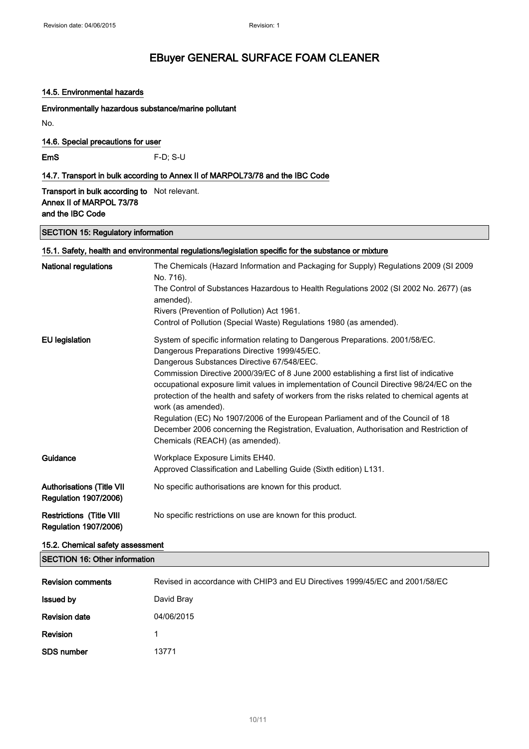# EBuyer GENERAL SURFACE FOAM CLEANER

### 14.5. Environmental hazards

**Environmentally hazardous substance/marine pollutant**

No.

### 14.6. Special precautions for user

| | |
|---|---|
| **EmS** | F-D; S-U |

### 14.7. Transport in bulk according to Annex II of MARPOL73/78 and the IBC Code

| | |
|---|---|
| **Transport in bulk according to Annex II of MARPOL 73/78 and the IBC Code** | Not relevant. |

## SECTION 15: Regulatory information

### 15.1. Safety, health and environmental regulations/legislation specific for the substance or mixture

| | |
|---|---|
| **National regulations** | The Chemicals (Hazard Information and Packaging for Supply) Regulations 2009 (SI 2009 No. 716).<br>The Control of Substances Hazardous to Health Regulations 2002 (SI 2002 No. 2677) (as amended).<br>Rivers (Prevention of Pollution) Act 1961.<br>Control of Pollution (Special Waste) Regulations 1980 (as amended). |
| **EU legislation** | System of specific information relating to Dangerous Preparations. 2001/58/EC.<br>Dangerous Preparations Directive 1999/45/EC.<br>Dangerous Substances Directive 67/548/EEC.<br>Commission Directive 2000/39/EC of 8 June 2000 establishing a first list of indicative occupational exposure limit values in implementation of Council Directive 98/24/EC on the protection of the health and safety of workers from the risks related to chemical agents at work (as amended).<br>Regulation (EC) No 1907/2006 of the European Parliament and of the Council of 18 December 2006 concerning the Registration, Evaluation, Authorisation and Restriction of Chemicals (REACH) (as amended). |
| **Guidance** | Workplace Exposure Limits EH40.<br>Approved Classification and Labelling Guide (Sixth edition) L131. |
| **Authorisations (Title VII Regulation 1907/2006)** | No specific authorisations are known for this product. |
| **Restrictions (Title VIII Regulation 1907/2006)** | No specific restrictions on use are known for this product. |

### 15.2. Chemical safety assessment

## SECTION 16: Other information

| | |
|---|---|
| **Revision comments** | Revised in accordance with CHIP3 and EU Directives 1999/45/EC and 2001/58/EC |
| **Issued by** | David Bray |
| **Revision date** | 04/06/2015 |
| **Revision** | 1 |
| **SDS number** | 13771 |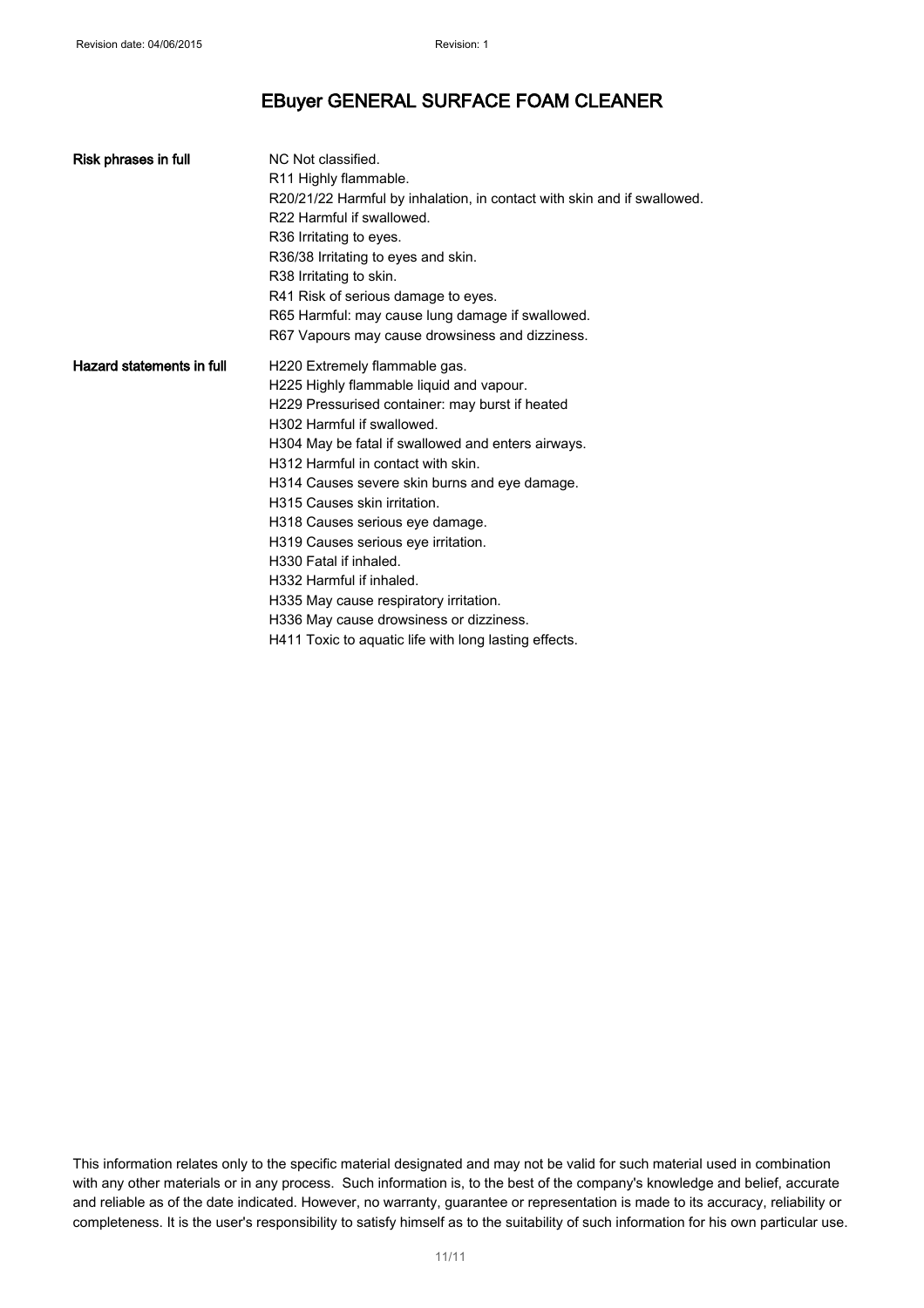# EBuyer GENERAL SURFACE FOAM CLEANER

| | |
|---|---|
| **Risk phrases in full** | NC Not classified.<br>R11 Highly flammable.<br>R20/21/22 Harmful by inhalation, in contact with skin and if swallowed.<br>R22 Harmful if swallowed.<br>R36 Irritating to eyes.<br>R36/38 Irritating to eyes and skin.<br>R38 Irritating to skin.<br>R41 Risk of serious damage to eyes.<br>R65 Harmful: may cause lung damage if swallowed.<br>R67 Vapours may cause drowsiness and dizziness. |
| **Hazard statements in full** | H220 Extremely flammable gas.<br>H225 Highly flammable liquid and vapour.<br>H229 Pressurised container: may burst if heated<br>H302 Harmful if swallowed.<br>H304 May be fatal if swallowed and enters airways.<br>H312 Harmful in contact with skin.<br>H314 Causes severe skin burns and eye damage.<br>H315 Causes skin irritation.<br>H318 Causes serious eye damage.<br>H319 Causes serious eye irritation.<br>H330 Fatal if inhaled.<br>H332 Harmful if inhaled.<br>H335 May cause respiratory irritation.<br>H336 May cause drowsiness or dizziness.<br>H411 Toxic to aquatic life with long lasting effects. |

This information relates only to the specific material designated and may not be valid for such material used in combination with any other materials or in any process. Such information is, to the best of the company's knowledge and belief, accurate and reliable as of the date indicated. However, no warranty, guarantee or representation is made to its accuracy, reliability or completeness. It is the user's responsibility to satisfy himself as to the suitability of such information for his own particular use.